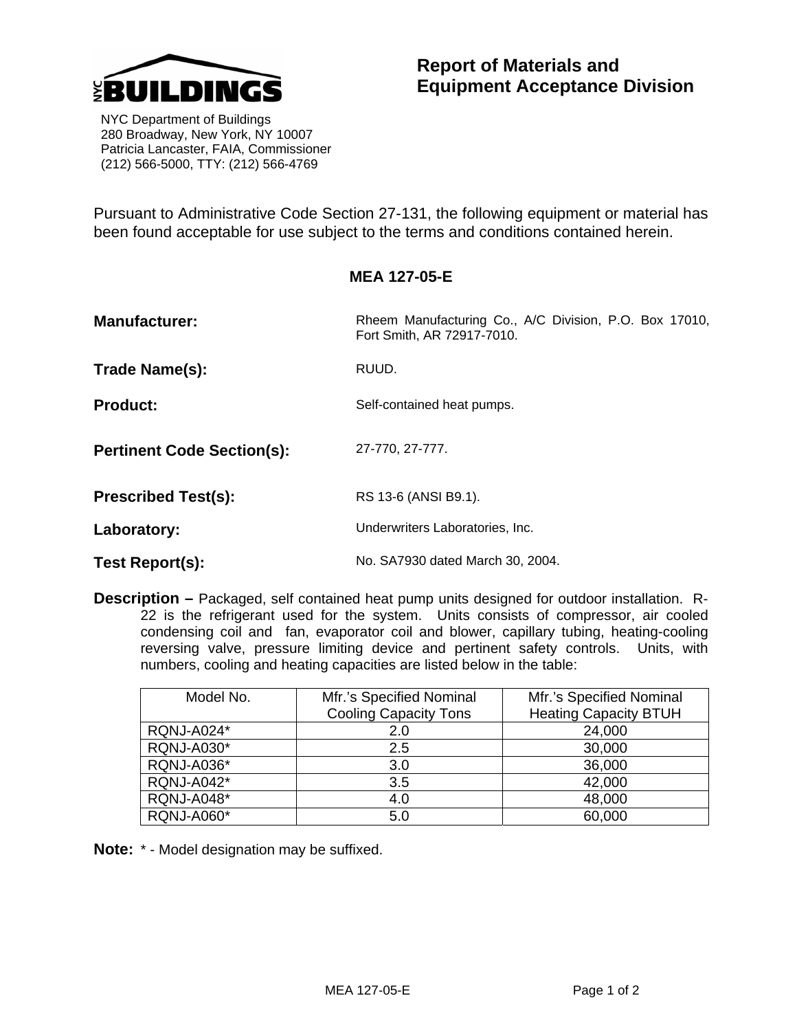NYC BUILDINGS

NYC Department of Buildings
280 Broadway, New York, NY 10007
Patricia Lancaster, FAIA, Commissioner
(212) 566-5000, TTY: (212) 566-4769

# Report of Materials and Equipment Acceptance Division

Pursuant to Administrative Code Section 27-131, the following equipment or material has been found acceptable for use subject to the terms and conditions contained herein.

## MEA 127-05-E

**Manufacturer:** Rheem Manufacturing Co., A/C Division, P.O. Box 17010, Fort Smith, AR 72917-7010.

**Trade Name(s):** RUUD.

**Product:** Self-contained heat pumps.

**Pertinent Code Section(s):** 27-770, 27-777.

**Prescribed Test(s):** RS 13-6 (ANSI B9.1).

**Laboratory:** Underwriters Laboratories, Inc.

**Test Report(s):** No. SA7930 dated March 30, 2004.

**Description –** Packaged, self contained heat pump units designed for outdoor installation. R-22 is the refrigerant used for the system. Units consists of compressor, air cooled condensing coil and fan, evaporator coil and blower, capillary tubing, heating-cooling reversing valve, pressure limiting device and pertinent safety controls. Units, with numbers, cooling and heating capacities are listed below in the table:

| Model No. | Mfr.'s Specified Nominal Cooling Capacity Tons | Mfr.'s Specified Nominal Heating Capacity BTUH |
|---|---|---|
| RQNJ-A024* | 2.0 | 24,000 |
| RQNJ-A030* | 2.5 | 30,000 |
| RQNJ-A036* | 3.0 | 36,000 |
| RQNJ-A042* | 3.5 | 42,000 |
| RQNJ-A048* | 4.0 | 48,000 |
| RQNJ-A060* | 5.0 | 60,000 |

**Note:** * - Model designation may be suffixed.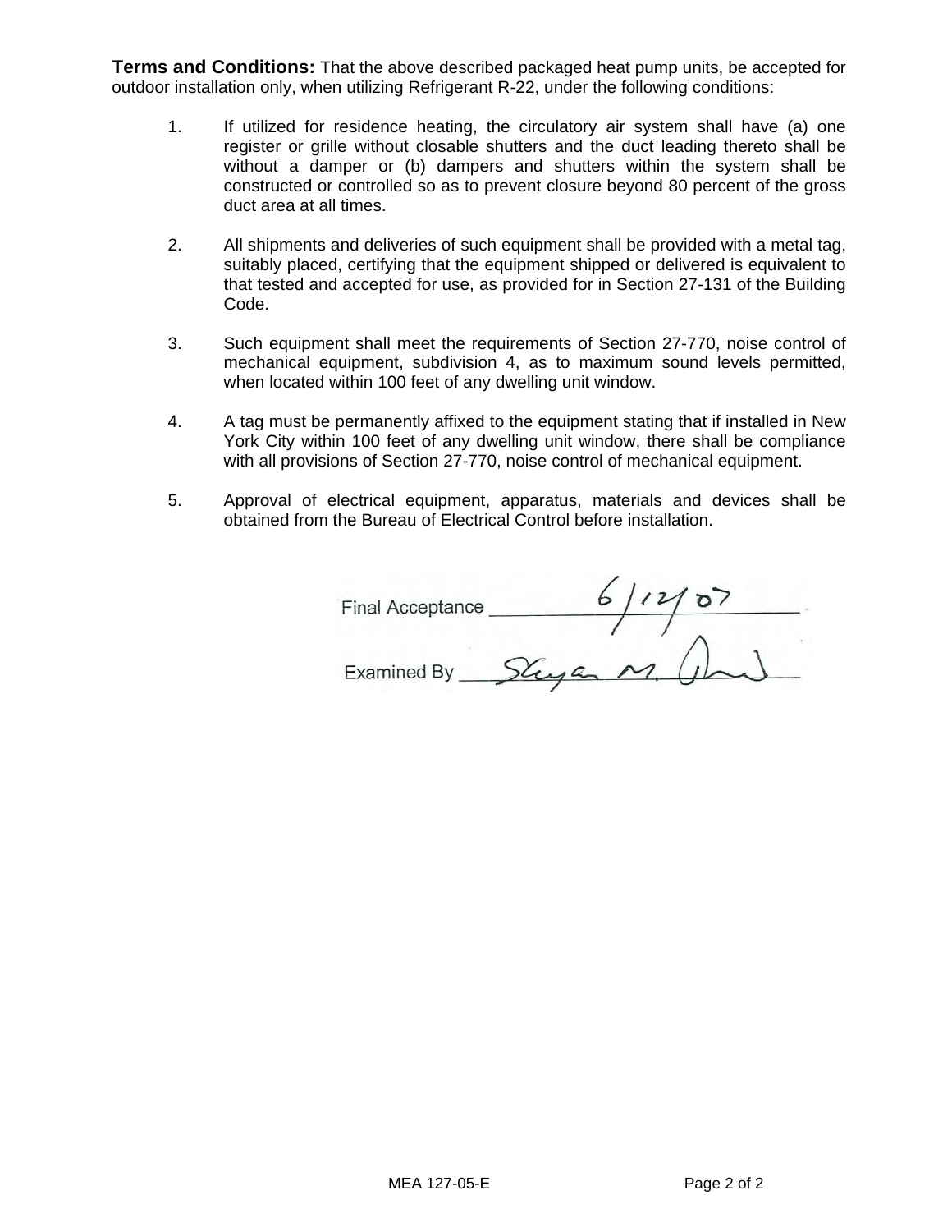**Terms and Conditions:** That the above described packaged heat pump units, be accepted for outdoor installation only, when utilizing Refrigerant R-22, under the following conditions:

1. If utilized for residence heating, the circulatory air system shall have (a) one register or grille without closable shutters and the duct leading thereto shall be without a damper or (b) dampers and shutters within the system shall be constructed or controlled so as to prevent closure beyond 80 percent of the gross duct area at all times.

2. All shipments and deliveries of such equipment shall be provided with a metal tag, suitably placed, certifying that the equipment shipped or delivered is equivalent to that tested and accepted for use, as provided for in Section 27-131 of the Building Code.

3. Such equipment shall meet the requirements of Section 27-770, noise control of mechanical equipment, subdivision 4, as to maximum sound levels permitted, when located within 100 feet of any dwelling unit window.

4. A tag must be permanently affixed to the equipment stating that if installed in New York City within 100 feet of any dwelling unit window, there shall be compliance with all provisions of Section 27-770, noise control of mechanical equipment.

5. Approval of electrical equipment, apparatus, materials and devices shall be obtained from the Bureau of Electrical Control before installation.

Final Acceptance 6/12/07

Examined By Shyam M. Shah

MEA 127-05-E